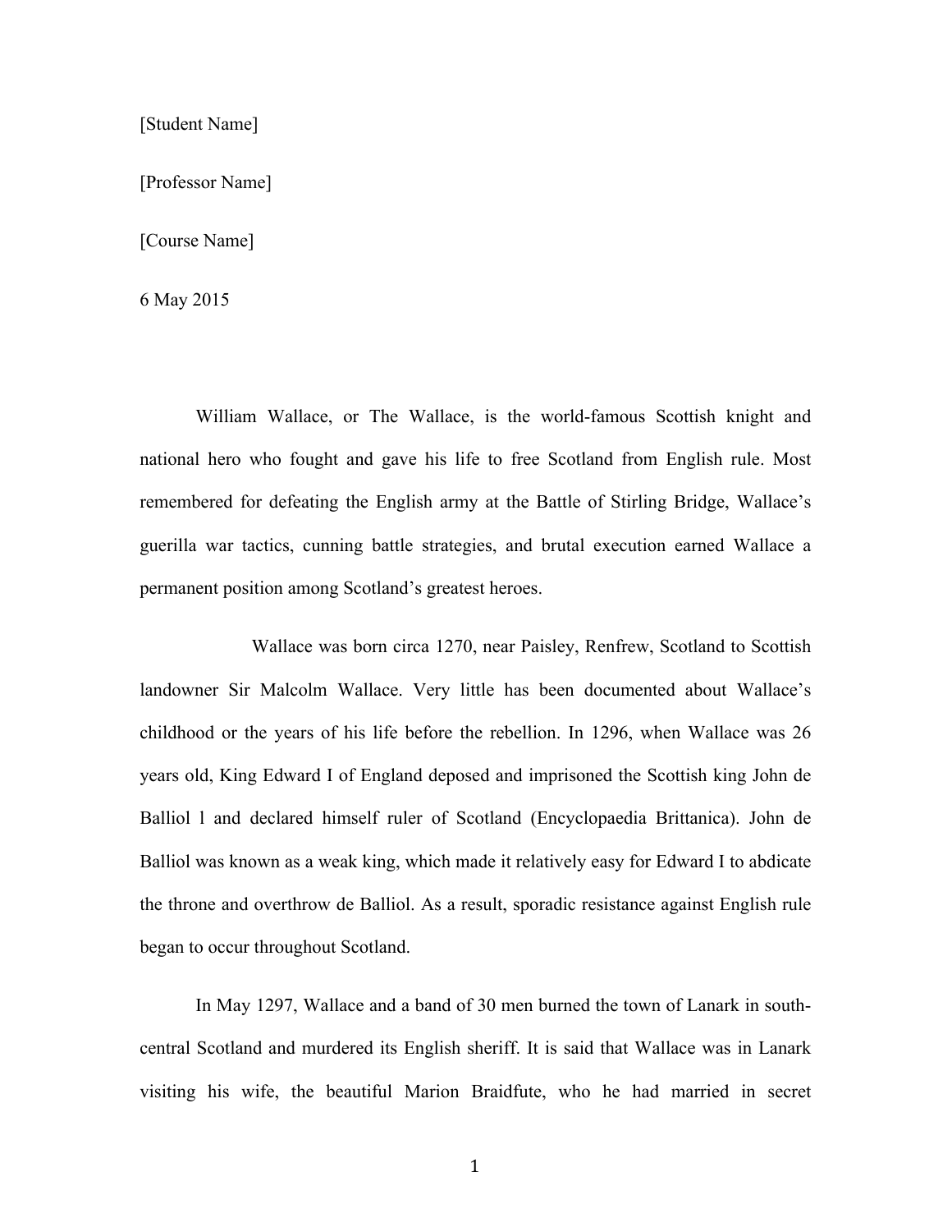[Student Name]

[Professor Name]

[Course Name]

6 May 2015

William Wallace, or The Wallace, is the world-famous Scottish knight and national hero who fought and gave his life to free Scotland from English rule. Most remembered for defeating the English army at the Battle of Stirling Bridge, Wallace's guerilla war tactics, cunning battle strategies, and brutal execution earned Wallace a permanent position among Scotland's greatest heroes.

Wallace was born circa 1270, near Paisley, Renfrew, Scotland to Scottish landowner Sir Malcolm Wallace. Very little has been documented about Wallace's childhood or the years of his life before the rebellion. In 1296, when Wallace was 26 years old, King Edward I of England deposed and imprisoned the Scottish king John de Balliol l and declared himself ruler of Scotland (Encyclopaedia Brittanica). John de Balliol was known as a weak king, which made it relatively easy for Edward I to abdicate the throne and overthrow de Balliol. As a result, sporadic resistance against English rule began to occur throughout Scotland.

In May 1297, Wallace and a band of 30 men burned the town of Lanark in south-central Scotland and murdered its English sheriff. It is said that Wallace was in Lanark visiting his wife, the beautiful Marion Braidfute, who he had married in secret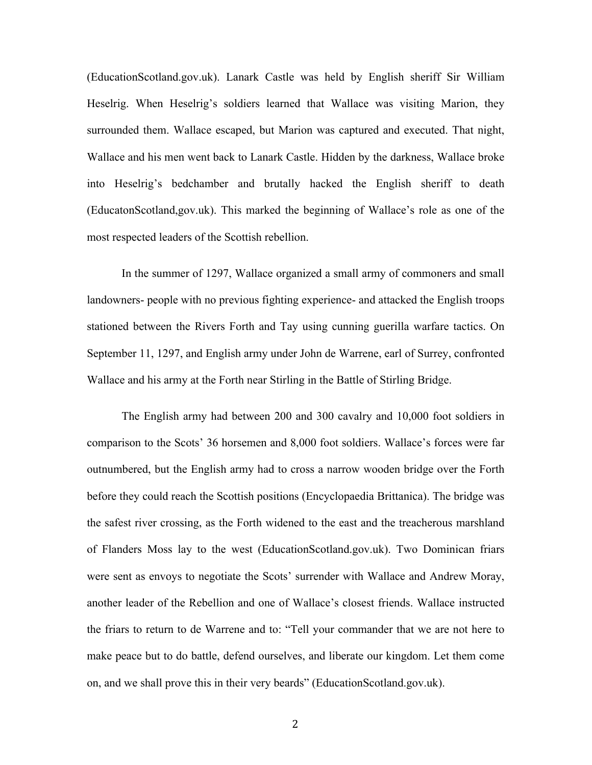(EducationScotland.gov.uk). Lanark Castle was held by English sheriff Sir William Heselrig. When Heselrig's soldiers learned that Wallace was visiting Marion, they surrounded them. Wallace escaped, but Marion was captured and executed. That night, Wallace and his men went back to Lanark Castle. Hidden by the darkness, Wallace broke into Heselrig's bedchamber and brutally hacked the English sheriff to death (EducatonScotland,gov.uk). This marked the beginning of Wallace's role as one of the most respected leaders of the Scottish rebellion.

In the summer of 1297, Wallace organized a small army of commoners and small landowners- people with no previous fighting experience- and attacked the English troops stationed between the Rivers Forth and Tay using cunning guerilla warfare tactics. On September 11, 1297, and English army under John de Warrene, earl of Surrey, confronted Wallace and his army at the Forth near Stirling in the Battle of Stirling Bridge.

The English army had between 200 and 300 cavalry and 10,000 foot soldiers in comparison to the Scots' 36 horsemen and 8,000 foot soldiers. Wallace's forces were far outnumbered, but the English army had to cross a narrow wooden bridge over the Forth before they could reach the Scottish positions (Encyclopaedia Brittanica). The bridge was the safest river crossing, as the Forth widened to the east and the treacherous marshland of Flanders Moss lay to the west (EducationScotland.gov.uk). Two Dominican friars were sent as envoys to negotiate the Scots' surrender with Wallace and Andrew Moray, another leader of the Rebellion and one of Wallace's closest friends. Wallace instructed the friars to return to de Warrene and to: "Tell your commander that we are not here to make peace but to do battle, defend ourselves, and liberate our kingdom. Let them come on, and we shall prove this in their very beards" (EducationScotland.gov.uk).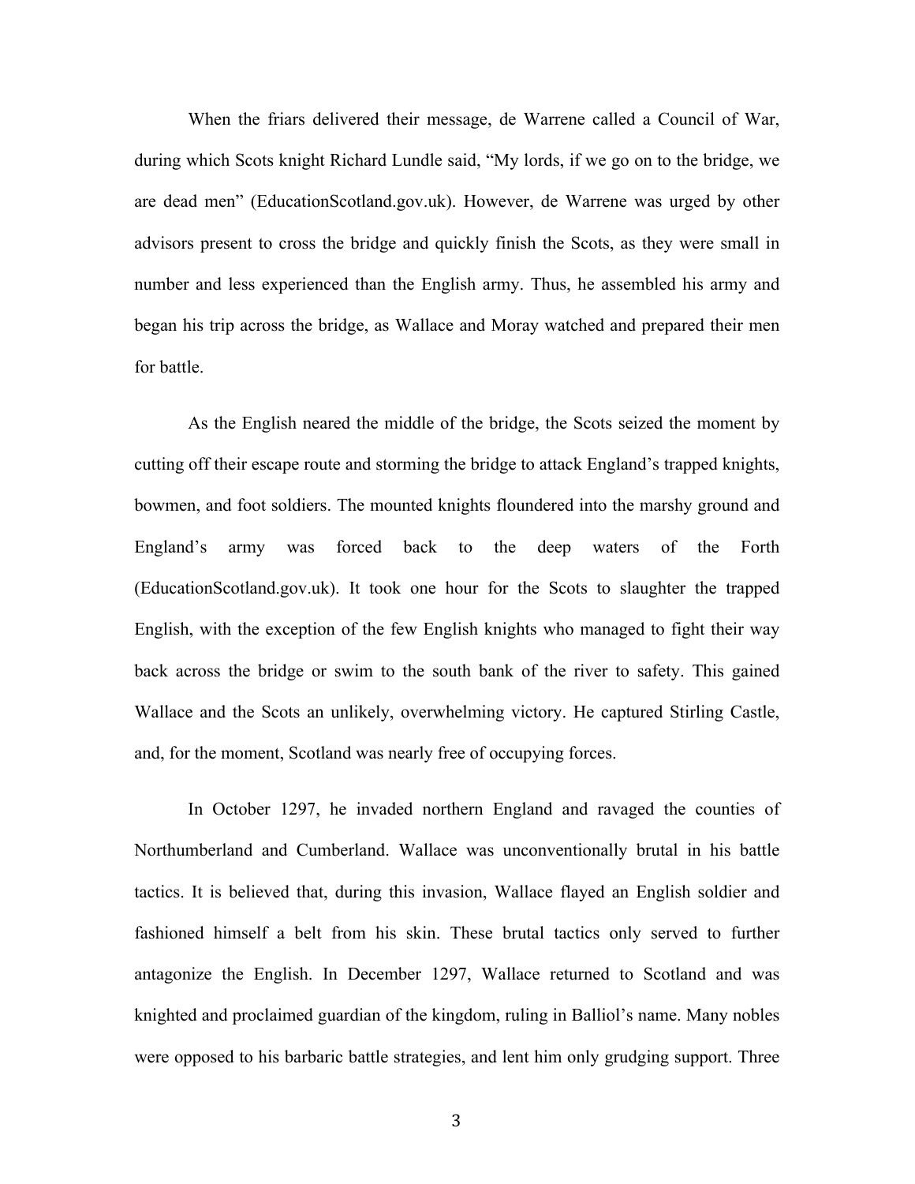When the friars delivered their message, de Warrene called a Council of War, during which Scots knight Richard Lundle said, “My lords, if we go on to the bridge, we are dead men” (EducationScotland.gov.uk). However, de Warrene was urged by other advisors present to cross the bridge and quickly finish the Scots, as they were small in number and less experienced than the English army. Thus, he assembled his army and began his trip across the bridge, as Wallace and Moray watched and prepared their men for battle.

As the English neared the middle of the bridge, the Scots seized the moment by cutting off their escape route and storming the bridge to attack England’s trapped knights, bowmen, and foot soldiers. The mounted knights floundered into the marshy ground and England’s army was forced back to the deep waters of the Forth (EducationScotland.gov.uk). It took one hour for the Scots to slaughter the trapped English, with the exception of the few English knights who managed to fight their way back across the bridge or swim to the south bank of the river to safety. This gained Wallace and the Scots an unlikely, overwhelming victory. He captured Stirling Castle, and, for the moment, Scotland was nearly free of occupying forces.

In October 1297, he invaded northern England and ravaged the counties of Northumberland and Cumberland. Wallace was unconventionally brutal in his battle tactics. It is believed that, during this invasion, Wallace flayed an English soldier and fashioned himself a belt from his skin. These brutal tactics only served to further antagonize the English. In December 1297, Wallace returned to Scotland and was knighted and proclaimed guardian of the kingdom, ruling in Balliol’s name. Many nobles were opposed to his barbaric battle strategies, and lent him only grudging support. Three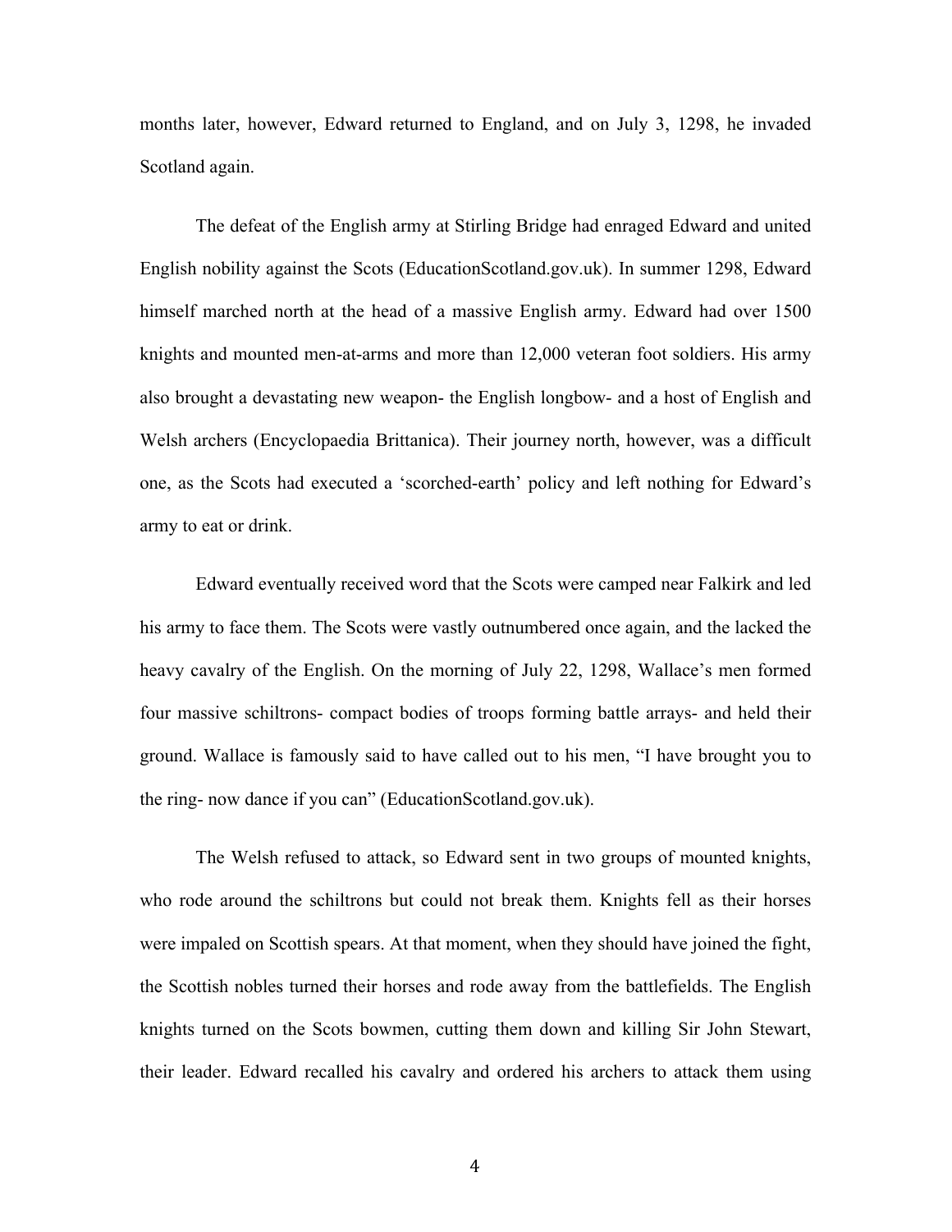months later, however, Edward returned to England, and on July 3, 1298, he invaded Scotland again.

The defeat of the English army at Stirling Bridge had enraged Edward and united English nobility against the Scots (EducationScotland.gov.uk). In summer 1298, Edward himself marched north at the head of a massive English army. Edward had over 1500 knights and mounted men-at-arms and more than 12,000 veteran foot soldiers. His army also brought a devastating new weapon- the English longbow- and a host of English and Welsh archers (Encyclopaedia Brittanica). Their journey north, however, was a difficult one, as the Scots had executed a 'scorched-earth' policy and left nothing for Edward's army to eat or drink.

Edward eventually received word that the Scots were camped near Falkirk and led his army to face them. The Scots were vastly outnumbered once again, and the lacked the heavy cavalry of the English. On the morning of July 22, 1298, Wallace's men formed four massive schiltrons- compact bodies of troops forming battle arrays- and held their ground. Wallace is famously said to have called out to his men, "I have brought you to the ring- now dance if you can" (EducationScotland.gov.uk).

The Welsh refused to attack, so Edward sent in two groups of mounted knights, who rode around the schiltrons but could not break them. Knights fell as their horses were impaled on Scottish spears. At that moment, when they should have joined the fight, the Scottish nobles turned their horses and rode away from the battlefields. The English knights turned on the Scots bowmen, cutting them down and killing Sir John Stewart, their leader. Edward recalled his cavalry and ordered his archers to attack them using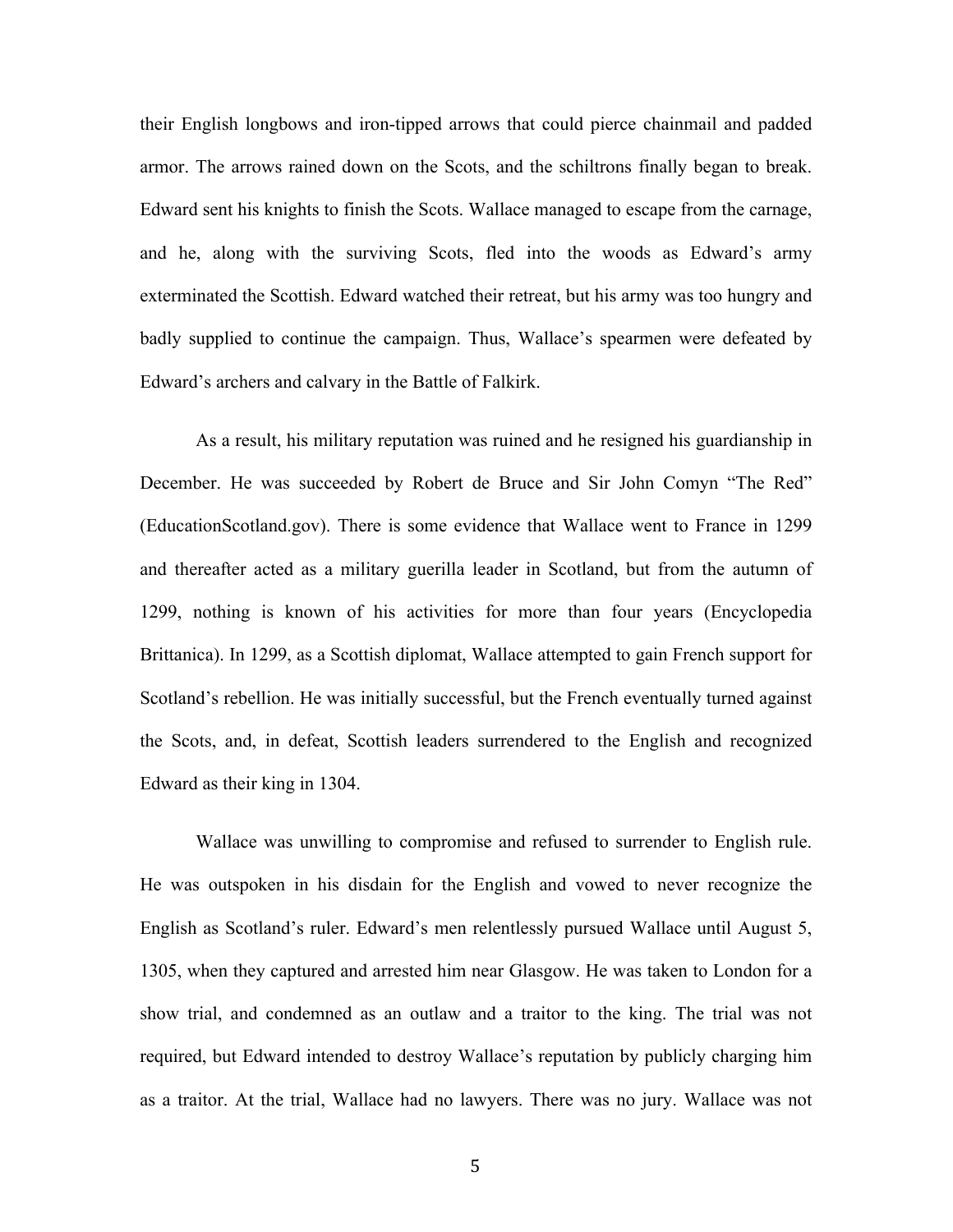their English longbows and iron-tipped arrows that could pierce chainmail and padded armor. The arrows rained down on the Scots, and the schiltrons finally began to break. Edward sent his knights to finish the Scots. Wallace managed to escape from the carnage, and he, along with the surviving Scots, fled into the woods as Edward's army exterminated the Scottish. Edward watched their retreat, but his army was too hungry and badly supplied to continue the campaign. Thus, Wallace's spearmen were defeated by Edward's archers and calvary in the Battle of Falkirk.

As a result, his military reputation was ruined and he resigned his guardianship in December. He was succeeded by Robert de Bruce and Sir John Comyn "The Red" (EducationScotland.gov). There is some evidence that Wallace went to France in 1299 and thereafter acted as a military guerilla leader in Scotland, but from the autumn of 1299, nothing is known of his activities for more than four years (Encyclopedia Brittanica). In 1299, as a Scottish diplomat, Wallace attempted to gain French support for Scotland's rebellion. He was initially successful, but the French eventually turned against the Scots, and, in defeat, Scottish leaders surrendered to the English and recognized Edward as their king in 1304.

Wallace was unwilling to compromise and refused to surrender to English rule. He was outspoken in his disdain for the English and vowed to never recognize the English as Scotland's ruler. Edward's men relentlessly pursued Wallace until August 5, 1305, when they captured and arrested him near Glasgow. He was taken to London for a show trial, and condemned as an outlaw and a traitor to the king. The trial was not required, but Edward intended to destroy Wallace's reputation by publicly charging him as a traitor. At the trial, Wallace had no lawyers. There was no jury. Wallace was not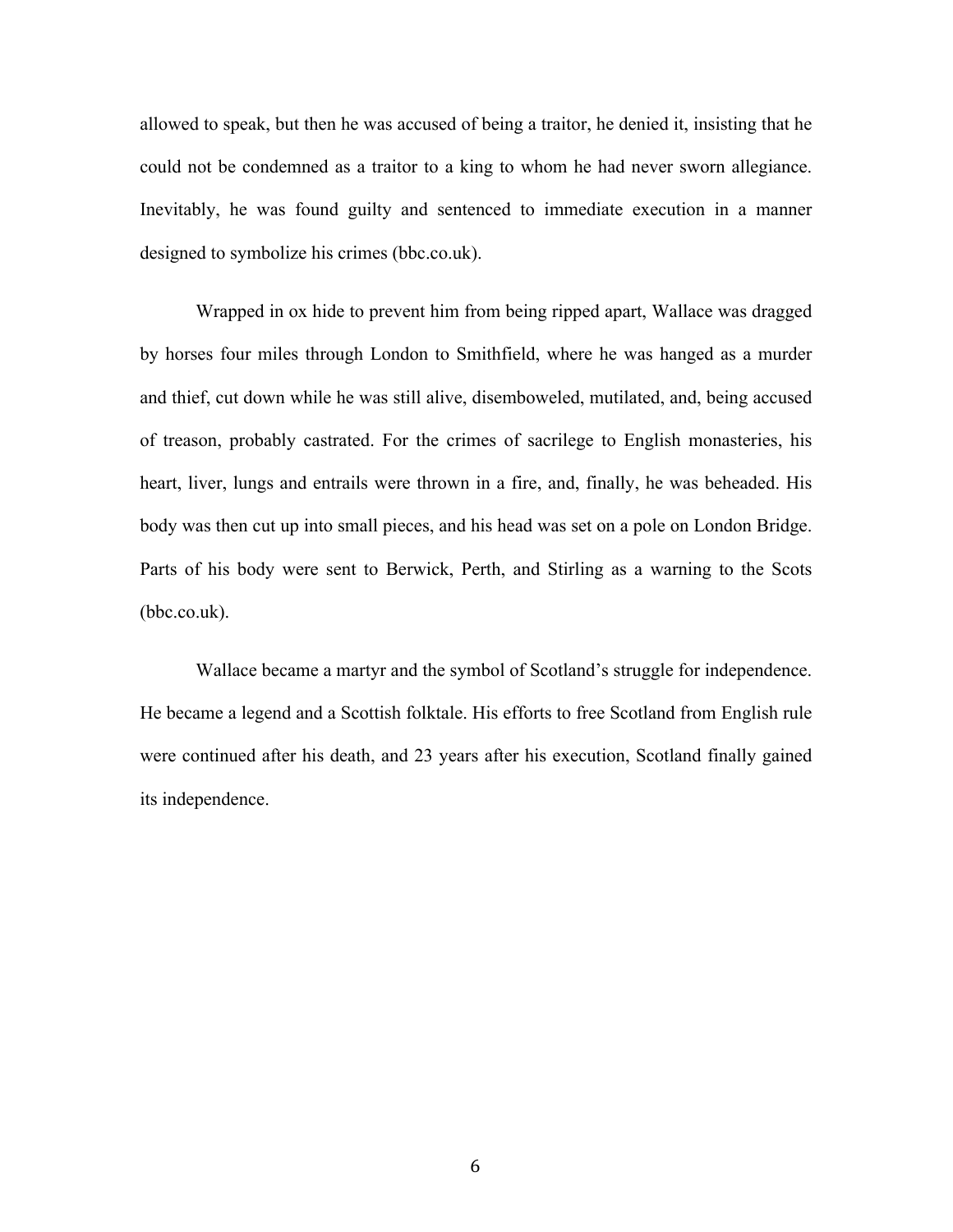allowed to speak, but then he was accused of being a traitor, he denied it, insisting that he could not be condemned as a traitor to a king to whom he had never sworn allegiance. Inevitably, he was found guilty and sentenced to immediate execution in a manner designed to symbolize his crimes (bbc.co.uk).

Wrapped in ox hide to prevent him from being ripped apart, Wallace was dragged by horses four miles through London to Smithfield, where he was hanged as a murder and thief, cut down while he was still alive, disemboweled, mutilated, and, being accused of treason, probably castrated. For the crimes of sacrilege to English monasteries, his heart, liver, lungs and entrails were thrown in a fire, and, finally, he was beheaded. His body was then cut up into small pieces, and his head was set on a pole on London Bridge. Parts of his body were sent to Berwick, Perth, and Stirling as a warning to the Scots (bbc.co.uk).

Wallace became a martyr and the symbol of Scotland's struggle for independence. He became a legend and a Scottish folktale. His efforts to free Scotland from English rule were continued after his death, and 23 years after his execution, Scotland finally gained its independence.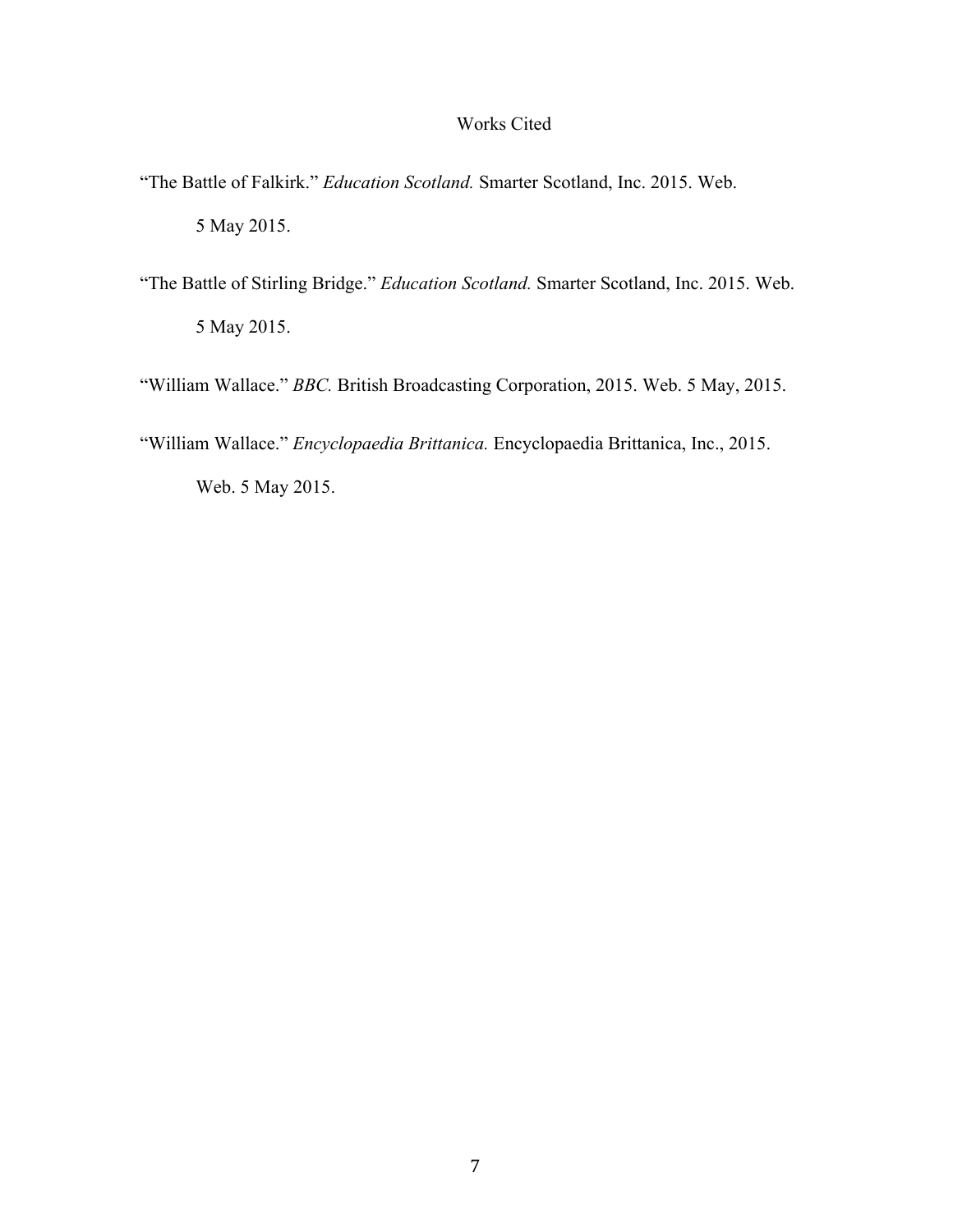# Works Cited

"The Battle of Falkirk." *Education Scotland.* Smarter Scotland, Inc. 2015. Web. 5 May 2015.

"The Battle of Stirling Bridge." *Education Scotland.* Smarter Scotland, Inc. 2015. Web. 5 May 2015.

"William Wallace." *BBC.* British Broadcasting Corporation, 2015. Web. 5 May, 2015.

"William Wallace." *Encyclopaedia Brittanica.* Encyclopaedia Brittanica, Inc., 2015. Web. 5 May 2015.